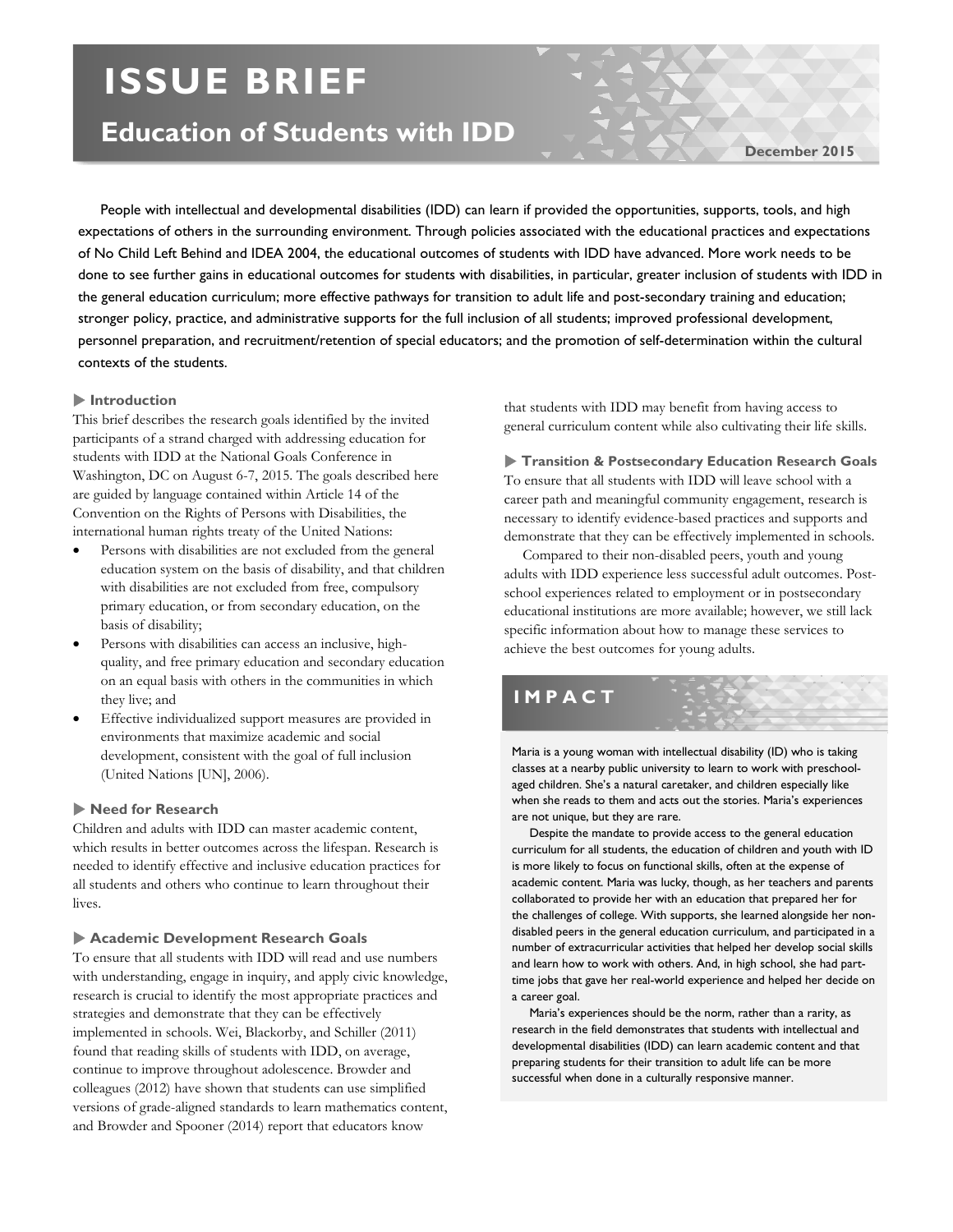# ISSUE BRIEF

## Education of Students with IDD

December 2015

People with intellectual and developmental disabilities (IDD) can learn if provided the opportunities, supports, tools, and high expectations of others in the surrounding environment. Through policies associated with the educational practices and expectations of No Child Left Behind and IDEA 2004, the educational outcomes of students with IDD have advanced. More work needs to be done to see further gains in educational outcomes for students with disabilities, in particular, greater inclusion of students with IDD in the general education curriculum; more effective pathways for transition to adult life and post-secondary training and education; stronger policy, practice, and administrative supports for the full inclusion of all students; improved professional development, personnel preparation, and recruitment/retention of special educators; and the promotion of self-determination within the cultural contexts of the students.

### Introduction

This brief describes the research goals identified by the invited participants of a strand charged with addressing education for students with IDD at the National Goals Conference in Washington, DC on August 6-7, 2015. The goals described here are guided by language contained within Article 14 of the Convention on the Rights of Persons with Disabilities, the international human rights treaty of the United Nations:

- Persons with disabilities are not excluded from the general education system on the basis of disability, and that children with disabilities are not excluded from free, compulsory primary education, or from secondary education, on the basis of disability;
- Persons with disabilities can access an inclusive, high-quality, and free primary education and secondary education on an equal basis with others in the communities in which they live; and
- Effective individualized support measures are provided in environments that maximize academic and social development, consistent with the goal of full inclusion (United Nations [UN], 2006).

### Need for Research

Children and adults with IDD can master academic content, which results in better outcomes across the lifespan. Research is needed to identify effective and inclusive education practices for all students and others who continue to learn throughout their lives.

### Academic Development Research Goals

To ensure that all students with IDD will read and use numbers with understanding, engage in inquiry, and apply civic knowledge, research is crucial to identify the most appropriate practices and strategies and demonstrate that they can be effectively implemented in schools. Wei, Blackorby, and Schiller (2011) found that reading skills of students with IDD, on average, continue to improve throughout adolescence. Browder and colleagues (2012) have shown that students can use simplified versions of grade-aligned standards to learn mathematics content, and Browder and Spooner (2014) report that educators know that students with IDD may benefit from having access to general curriculum content while also cultivating their life skills.

### Transition & Postsecondary Education Research Goals

To ensure that all students with IDD will leave school with a career path and meaningful community engagement, research is necessary to identify evidence-based practices and supports and demonstrate that they can be effectively implemented in schools.

Compared to their non-disabled peers, youth and young adults with IDD experience less successful adult outcomes. Post-school experiences related to employment or in postsecondary educational institutions are more available; however, we still lack specific information about how to manage these services to achieve the best outcomes for young adults.

## IMPACT

Maria is a young woman with intellectual disability (ID) who is taking classes at a nearby public university to learn to work with preschool-aged children. She's a natural caretaker, and children especially like when she reads to them and acts out the stories. Maria's experiences are not unique, but they are rare.

Despite the mandate to provide access to the general education curriculum for all students, the education of children and youth with ID is more likely to focus on functional skills, often at the expense of academic content. Maria was lucky, though, as her teachers and parents collaborated to provide her with an education that prepared her for the challenges of college. With supports, she learned alongside her non-disabled peers in the general education curriculum, and participated in a number of extracurricular activities that helped her develop social skills and learn how to work with others. And, in high school, she had part-time jobs that gave her real-world experience and helped her decide on a career goal.

Maria's experiences should be the norm, rather than a rarity, as research in the field demonstrates that students with intellectual and developmental disabilities (IDD) can learn academic content and that preparing students for their transition to adult life can be more successful when done in a culturally responsive manner.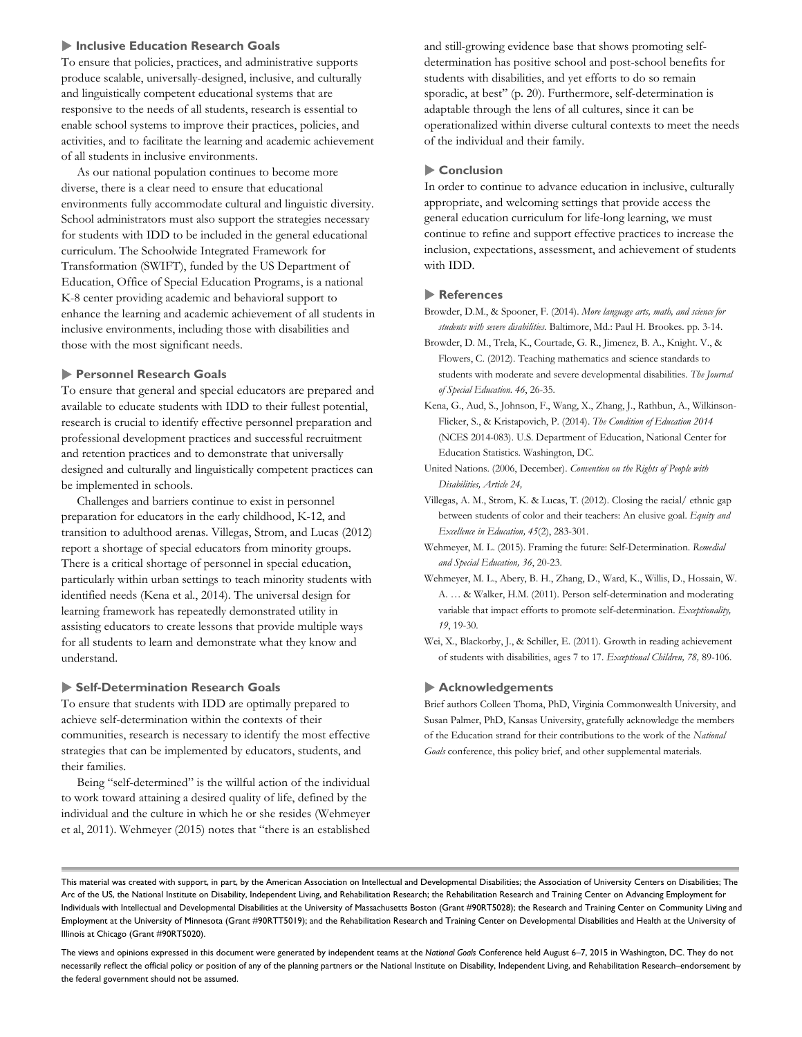## Inclusive Education Research Goals

To ensure that policies, practices, and administrative supports produce scalable, universally-designed, inclusive, and culturally and linguistically competent educational systems that are responsive to the needs of all students, research is essential to enable school systems to improve their practices, policies, and activities, and to facilitate the learning and academic achievement of all students in inclusive environments.

As our national population continues to become more diverse, there is a clear need to ensure that educational environments fully accommodate cultural and linguistic diversity. School administrators must also support the strategies necessary for students with IDD to be included in the general educational curriculum. The Schoolwide Integrated Framework for Transformation (SWIFT), funded by the US Department of Education, Office of Special Education Programs, is a national K-8 center providing academic and behavioral support to enhance the learning and academic achievement of all students in inclusive environments, including those with disabilities and those with the most significant needs.

## Personnel Research Goals

To ensure that general and special educators are prepared and available to educate students with IDD to their fullest potential, research is crucial to identify effective personnel preparation and professional development practices and successful recruitment and retention practices and to demonstrate that universally designed and culturally and linguistically competent practices can be implemented in schools.

Challenges and barriers continue to exist in personnel preparation for educators in the early childhood, K-12, and transition to adulthood arenas. Villegas, Strom, and Lucas (2012) report a shortage of special educators from minority groups. There is a critical shortage of personnel in special education, particularly within urban settings to teach minority students with identified needs (Kena et al., 2014). The universal design for learning framework has repeatedly demonstrated utility in assisting educators to create lessons that provide multiple ways for all students to learn and demonstrate what they know and understand.

## Self-Determination Research Goals

To ensure that students with IDD are optimally prepared to achieve self-determination within the contexts of their communities, research is necessary to identify the most effective strategies that can be implemented by educators, students, and their families.

Being "self-determined" is the willful action of the individual to work toward attaining a desired quality of life, defined by the individual and the culture in which he or she resides (Wehmeyer et al, 2011). Wehmeyer (2015) notes that "there is an established and still-growing evidence base that shows promoting self-determination has positive school and post-school benefits for students with disabilities, and yet efforts to do so remain sporadic, at best" (p. 20). Furthermore, self-determination is adaptable through the lens of all cultures, since it can be operationalized within diverse cultural contexts to meet the needs of the individual and their family.

## Conclusion

In order to continue to advance education in inclusive, culturally appropriate, and welcoming settings that provide access the general education curriculum for life-long learning, we must continue to refine and support effective practices to increase the inclusion, expectations, assessment, and achievement of students with IDD.

## References

Browder, D.M., & Spooner, F. (2014). *More language arts, math, and science for students with severe disabilities.* Baltimore, Md.: Paul H. Brookes. pp. 3-14.

Browder, D. M., Trela, K., Courtade, G. R., Jimenez, B. A., Knight. V., & Flowers, C. (2012). Teaching mathematics and science standards to students with moderate and severe developmental disabilities. *The Journal of Special Education. 46*, 26-35.

Kena, G., Aud, S., Johnson, F., Wang, X., Zhang, J., Rathbun, A., Wilkinson-Flicker, S., & Kristapovich, P. (2014). *The Condition of Education 2014* (NCES 2014-083). U.S. Department of Education, National Center for Education Statistics. Washington, DC.

United Nations. (2006, December). *Convention on the Rights of People with Disabilities, Article 24,*

Villegas, A. M., Strom, K. & Lucas, T. (2012). Closing the racial/ ethnic gap between students of color and their teachers: An elusive goal. *Equity and Excellence in Education, 45*(2), 283-301.

Wehmeyer, M. L. (2015). Framing the future: Self-Determination. *Remedial and Special Education, 36*, 20-23.

Wehmeyer, M. L., Abery, B. H., Zhang, D., Ward, K., Willis, D., Hossain, W. A. … & Walker, H.M. (2011). Person self-determination and moderating variable that impact efforts to promote self-determination. *Exceptionality, 19*, 19-30.

Wei, X., Blackorby, J., & Schiller, E. (2011). Growth in reading achievement of students with disabilities, ages 7 to 17. *Exceptional Children, 78,* 89-106.

## Acknowledgements

Brief authors Colleen Thoma, PhD, Virginia Commonwealth University, and Susan Palmer, PhD, Kansas University, gratefully acknowledge the members of the Education strand for their contributions to the work of the *National Goals* conference, this policy brief, and other supplemental materials.

---

This material was created with support, in part, by the American Association on Intellectual and Developmental Disabilities; the Association of University Centers on Disabilities; The Arc of the US, the National Institute on Disability, Independent Living, and Rehabilitation Research; the Rehabilitation Research and Training Center on Advancing Employment for Individuals with Intellectual and Developmental Disabilities at the University of Massachusetts Boston (Grant #90RT5028); the Research and Training Center on Community Living and Employment at the University of Minnesota (Grant #90RTT5019); and the Rehabilitation Research and Training Center on Developmental Disabilities and Health at the University of Illinois at Chicago (Grant #90RT5020).

The views and opinions expressed in this document were generated by independent teams at the *National Goals* Conference held August 6–7, 2015 in Washington, DC. They do not necessarily reflect the official policy or position of any of the planning partners or the National Institute on Disability, Independent Living, and Rehabilitation Research–endorsement by the federal government should not be assumed.